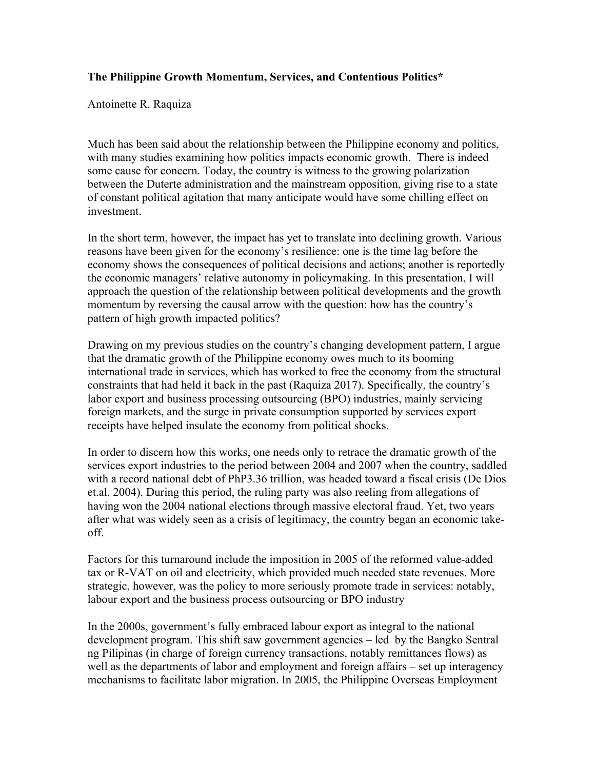**The Philippine Growth Momentum, Services, and Contentious Politics***

Antoinette R. Raquiza

Much has been said about the relationship between the Philippine economy and politics, with many studies examining how politics impacts economic growth. There is indeed some cause for concern. Today, the country is witness to the growing polarization between the Duterte administration and the mainstream opposition, giving rise to a state of constant political agitation that many anticipate would have some chilling effect on investment.

In the short term, however, the impact has yet to translate into declining growth. Various reasons have been given for the economy's resilience: one is the time lag before the economy shows the consequences of political decisions and actions; another is reportedly the economic managers' relative autonomy in policymaking. In this presentation, I will approach the question of the relationship between political developments and the growth momentum by reversing the causal arrow with the question: how has the country's pattern of high growth impacted politics?

Drawing on my previous studies on the country's changing development pattern, I argue that the dramatic growth of the Philippine economy owes much to its booming international trade in services, which has worked to free the economy from the structural constraints that had held it back in the past (Raquiza 2017). Specifically, the country's labor export and business processing outsourcing (BPO) industries, mainly servicing foreign markets, and the surge in private consumption supported by services export receipts have helped insulate the economy from political shocks.

In order to discern how this works, one needs only to retrace the dramatic growth of the services export industries to the period between 2004 and 2007 when the country, saddled with a record national debt of PhP3.36 trillion, was headed toward a fiscal crisis (De Dios et.al. 2004). During this period, the ruling party was also reeling from allegations of having won the 2004 national elections through massive electoral fraud. Yet, two years after what was widely seen as a crisis of legitimacy, the country began an economic take-off.

Factors for this turnaround include the imposition in 2005 of the reformed value-added tax or R-VAT on oil and electricity, which provided much needed state revenues. More strategic, however, was the policy to more seriously promote trade in services: notably, labour export and the business process outsourcing or BPO industry

In the 2000s, government's fully embraced labour export as integral to the national development program. This shift saw government agencies – led by the Bangko Sentral ng Pilipinas (in charge of foreign currency transactions, notably remittances flows) as well as the departments of labor and employment and foreign affairs – set up interagency mechanisms to facilitate labor migration. In 2005, the Philippine Overseas Employment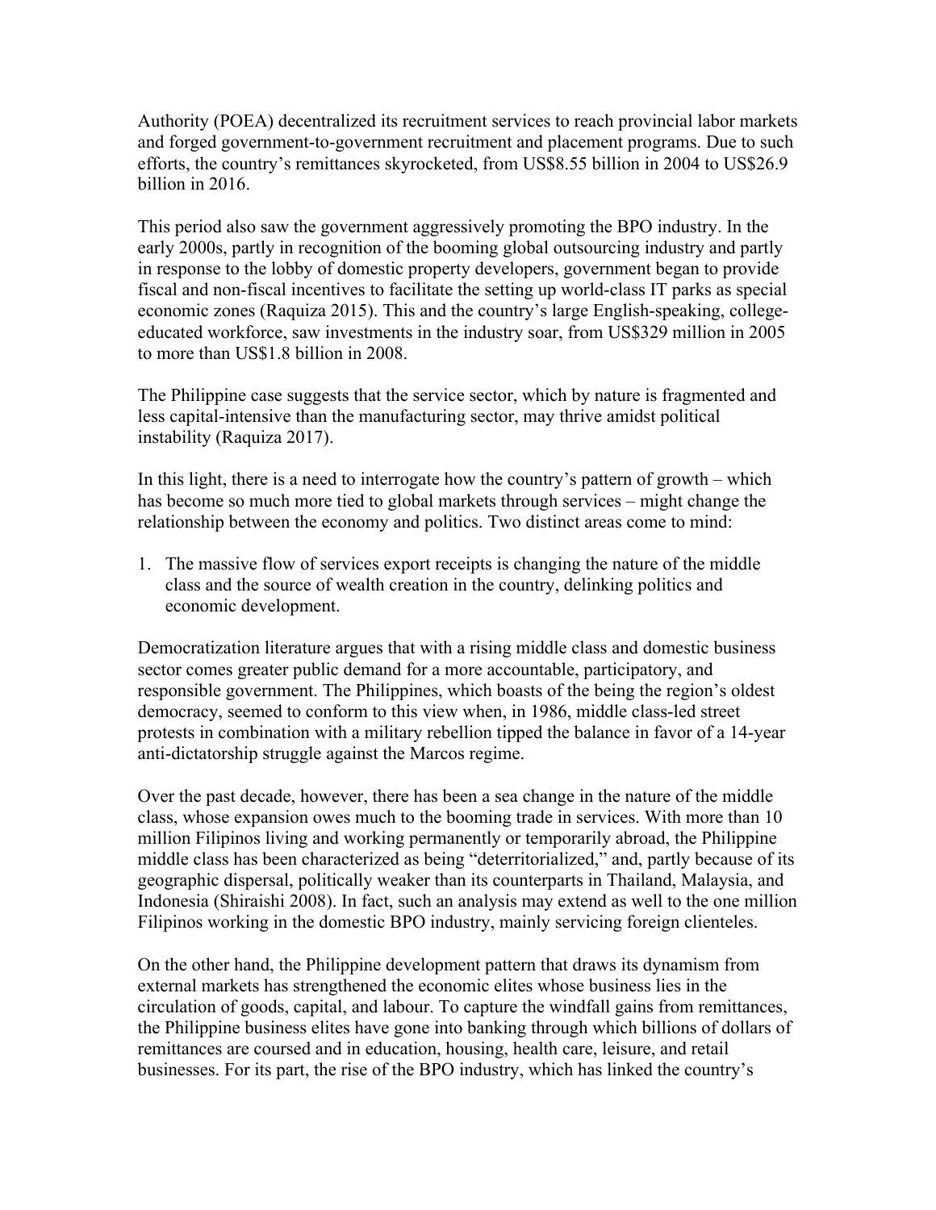Authority (POEA) decentralized its recruitment services to reach provincial labor markets and forged government-to-government recruitment and placement programs. Due to such efforts, the country's remittances skyrocketed, from US$8.55 billion in 2004 to US$26.9 billion in 2016.

This period also saw the government aggressively promoting the BPO industry. In the early 2000s, partly in recognition of the booming global outsourcing industry and partly in response to the lobby of domestic property developers, government began to provide fiscal and non-fiscal incentives to facilitate the setting up world-class IT parks as special economic zones (Raquiza 2015). This and the country's large English-speaking, college-educated workforce, saw investments in the industry soar, from US$329 million in 2005 to more than US$1.8 billion in 2008.

The Philippine case suggests that the service sector, which by nature is fragmented and less capital-intensive than the manufacturing sector, may thrive amidst political instability (Raquiza 2017).

In this light, there is a need to interrogate how the country's pattern of growth – which has become so much more tied to global markets through services – might change the relationship between the economy and politics. Two distinct areas come to mind:

1. The massive flow of services export receipts is changing the nature of the middle class and the source of wealth creation in the country, delinking politics and economic development.

Democratization literature argues that with a rising middle class and domestic business sector comes greater public demand for a more accountable, participatory, and responsible government. The Philippines, which boasts of the being the region's oldest democracy, seemed to conform to this view when, in 1986, middle class-led street protests in combination with a military rebellion tipped the balance in favor of a 14-year anti-dictatorship struggle against the Marcos regime.

Over the past decade, however, there has been a sea change in the nature of the middle class, whose expansion owes much to the booming trade in services. With more than 10 million Filipinos living and working permanently or temporarily abroad, the Philippine middle class has been characterized as being "deterritorialized," and, partly because of its geographic dispersal, politically weaker than its counterparts in Thailand, Malaysia, and Indonesia (Shiraishi 2008). In fact, such an analysis may extend as well to the one million Filipinos working in the domestic BPO industry, mainly servicing foreign clienteles.

On the other hand, the Philippine development pattern that draws its dynamism from external markets has strengthened the economic elites whose business lies in the circulation of goods, capital, and labour. To capture the windfall gains from remittances, the Philippine business elites have gone into banking through which billions of dollars of remittances are coursed and in education, housing, health care, leisure, and retail businesses. For its part, the rise of the BPO industry, which has linked the country's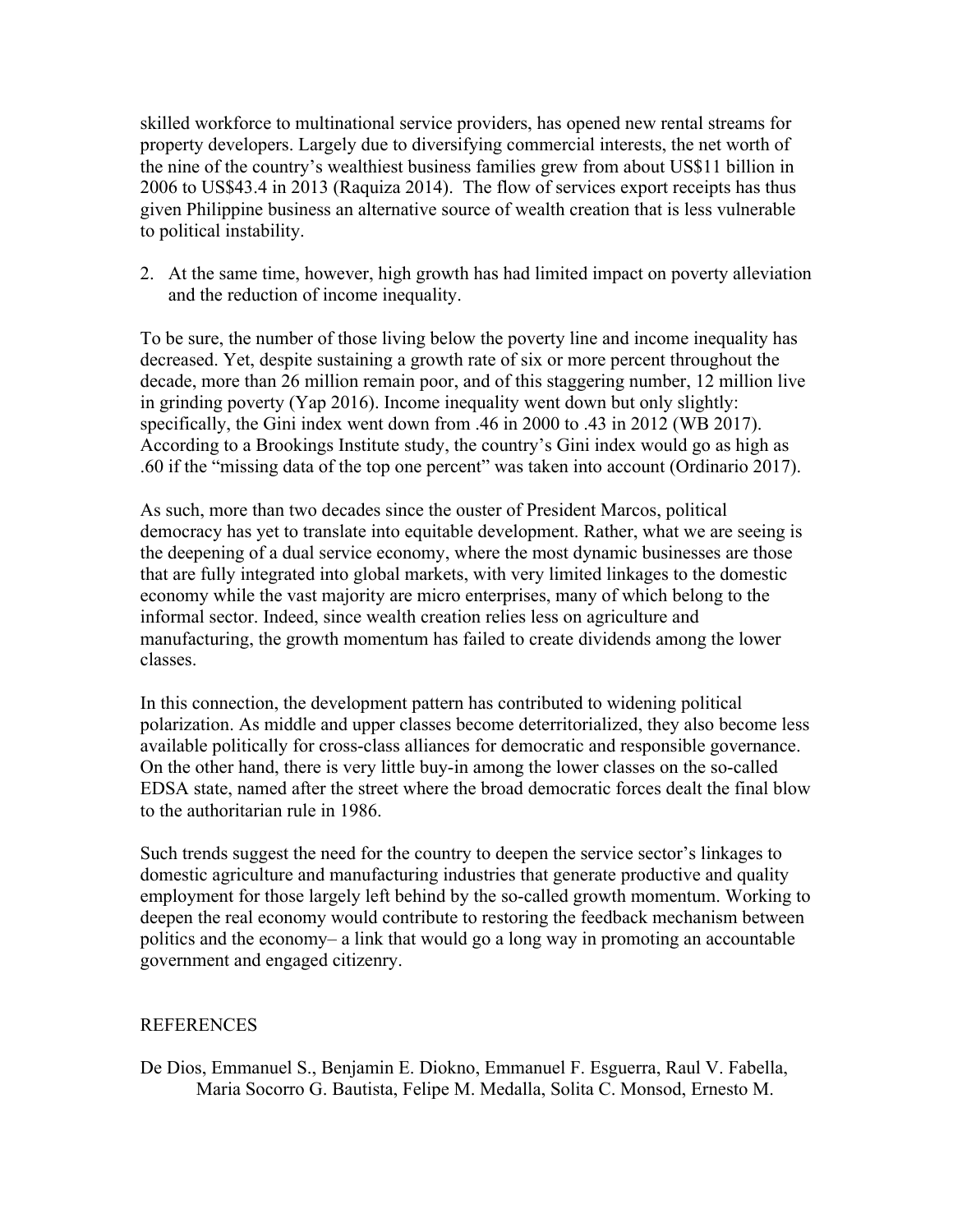skilled workforce to multinational service providers, has opened new rental streams for property developers. Largely due to diversifying commercial interests, the net worth of the nine of the country's wealthiest business families grew from about US$11 billion in 2006 to US$43.4 in 2013 (Raquiza 2014). The flow of services export receipts has thus given Philippine business an alternative source of wealth creation that is less vulnerable to political instability.

2. At the same time, however, high growth has had limited impact on poverty alleviation and the reduction of income inequality.

To be sure, the number of those living below the poverty line and income inequality has decreased. Yet, despite sustaining a growth rate of six or more percent throughout the decade, more than 26 million remain poor, and of this staggering number, 12 million live in grinding poverty (Yap 2016). Income inequality went down but only slightly: specifically, the Gini index went down from .46 in 2000 to .43 in 2012 (WB 2017). According to a Brookings Institute study, the country's Gini index would go as high as .60 if the "missing data of the top one percent" was taken into account (Ordinario 2017).

As such, more than two decades since the ouster of President Marcos, political democracy has yet to translate into equitable development. Rather, what we are seeing is the deepening of a dual service economy, where the most dynamic businesses are those that are fully integrated into global markets, with very limited linkages to the domestic economy while the vast majority are micro enterprises, many of which belong to the informal sector. Indeed, since wealth creation relies less on agriculture and manufacturing, the growth momentum has failed to create dividends among the lower classes.

In this connection, the development pattern has contributed to widening political polarization. As middle and upper classes become deterritorialized, they also become less available politically for cross-class alliances for democratic and responsible governance. On the other hand, there is very little buy-in among the lower classes on the so-called EDSA state, named after the street where the broad democratic forces dealt the final blow to the authoritarian rule in 1986.

Such trends suggest the need for the country to deepen the service sector's linkages to domestic agriculture and manufacturing industries that generate productive and quality employment for those largely left behind by the so-called growth momentum. Working to deepen the real economy would contribute to restoring the feedback mechanism between politics and the economy– a link that would go a long way in promoting an accountable government and engaged citizenry.

## REFERENCES

De Dios, Emmanuel S., Benjamin E. Diokno, Emmanuel F. Esguerra, Raul V. Fabella, Maria Socorro G. Bautista, Felipe M. Medalla, Solita C. Monsod, Ernesto M.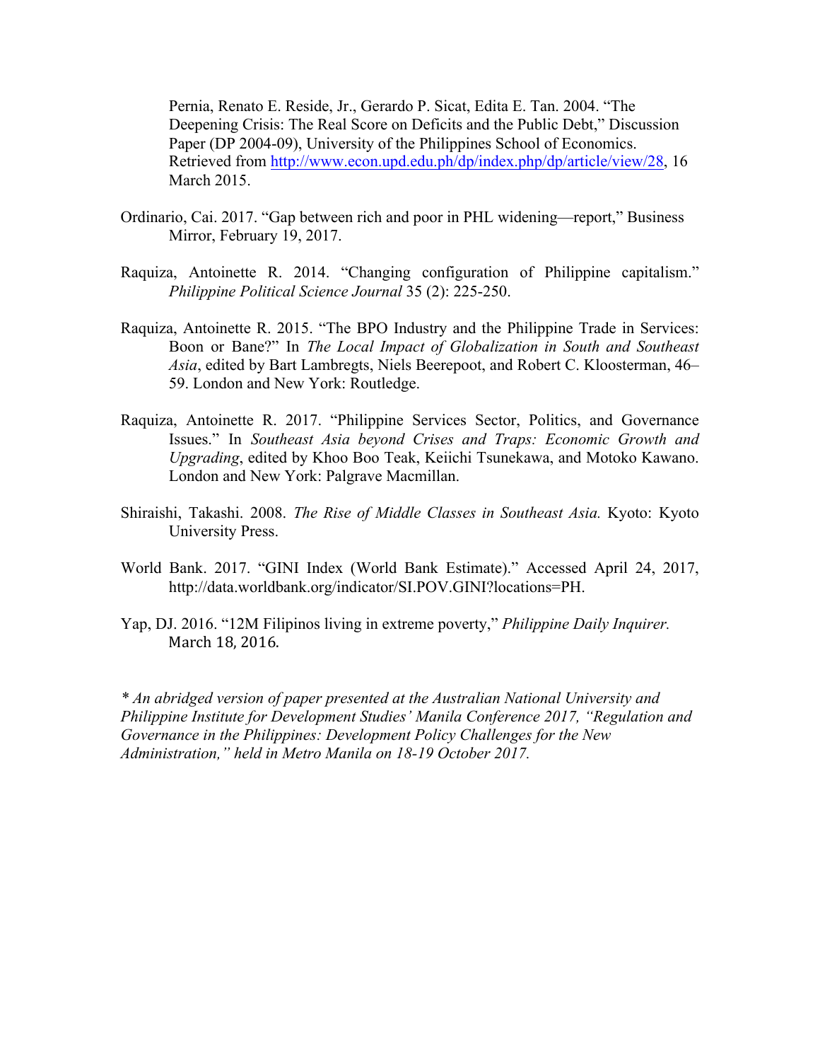Pernia, Renato E. Reside, Jr., Gerardo P. Sicat, Edita E. Tan. 2004. "The Deepening Crisis: The Real Score on Deficits and the Public Debt," Discussion Paper (DP 2004-09), University of the Philippines School of Economics. Retrieved from http://www.econ.upd.edu.ph/dp/index.php/dp/article/view/28, 16 March 2015.

Ordinario, Cai. 2017. "Gap between rich and poor in PHL widening—report," Business Mirror, February 19, 2017.

Raquiza, Antoinette R. 2014. "Changing configuration of Philippine capitalism." *Philippine Political Science Journal* 35 (2): 225-250.

Raquiza, Antoinette R. 2015. "The BPO Industry and the Philippine Trade in Services: Boon or Bane?" In *The Local Impact of Globalization in South and Southeast Asia*, edited by Bart Lambregts, Niels Beerepoot, and Robert C. Kloosterman, 46–59. London and New York: Routledge.

Raquiza, Antoinette R. 2017. "Philippine Services Sector, Politics, and Governance Issues." In *Southeast Asia beyond Crises and Traps: Economic Growth and Upgrading*, edited by Khoo Boo Teak, Keiichi Tsunekawa, and Motoko Kawano. London and New York: Palgrave Macmillan.

Shiraishi, Takashi. 2008. *The Rise of Middle Classes in Southeast Asia.* Kyoto: Kyoto University Press.

World Bank. 2017. "GINI Index (World Bank Estimate)." Accessed April 24, 2017, http://data.worldbank.org/indicator/SI.POV.GINI?locations=PH.

Yap, DJ. 2016. "12M Filipinos living in extreme poverty," *Philippine Daily Inquirer.* March 18, 2016.

*\* An abridged version of paper presented at the Australian National University and Philippine Institute for Development Studies' Manila Conference 2017, "Regulation and Governance in the Philippines: Development Policy Challenges for the New Administration," held in Metro Manila on 18-19 October 2017.*